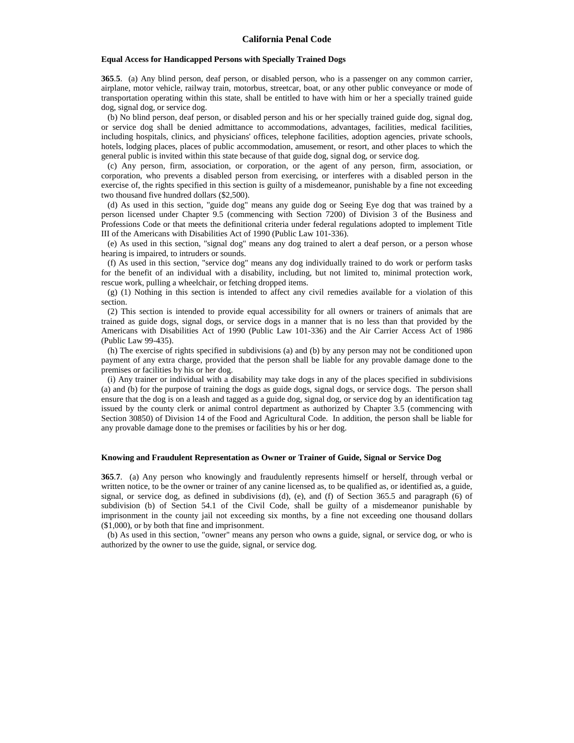# California Penal Code

### Equal Access for Handicapped Persons with Specially Trained Dogs

**365.5**. (a) Any blind person, deaf person, or disabled person, who is a passenger on any common carrier, airplane, motor vehicle, railway train, motorbus, streetcar, boat, or any other public conveyance or mode of transportation operating within this state, shall be entitled to have with him or her a specially trained guide dog, signal dog, or service dog.

(b) No blind person, deaf person, or disabled person and his or her specially trained guide dog, signal dog, or service dog shall be denied admittance to accommodations, advantages, facilities, medical facilities, including hospitals, clinics, and physicians' offices, telephone facilities, adoption agencies, private schools, hotels, lodging places, places of public accommodation, amusement, or resort, and other places to which the general public is invited within this state because of that guide dog, signal dog, or service dog.

(c) Any person, firm, association, or corporation, or the agent of any person, firm, association, or corporation, who prevents a disabled person from exercising, or interferes with a disabled person in the exercise of, the rights specified in this section is guilty of a misdemeanor, punishable by a fine not exceeding two thousand five hundred dollars ($2,500).

(d) As used in this section, "guide dog" means any guide dog or Seeing Eye dog that was trained by a person licensed under Chapter 9.5 (commencing with Section 7200) of Division 3 of the Business and Professions Code or that meets the definitional criteria under federal regulations adopted to implement Title III of the Americans with Disabilities Act of 1990 (Public Law 101-336).

(e) As used in this section, "signal dog" means any dog trained to alert a deaf person, or a person whose hearing is impaired, to intruders or sounds.

(f) As used in this section, "service dog" means any dog individually trained to do work or perform tasks for the benefit of an individual with a disability, including, but not limited to, minimal protection work, rescue work, pulling a wheelchair, or fetching dropped items.

(g) (1) Nothing in this section is intended to affect any civil remedies available for a violation of this section.

(2) This section is intended to provide equal accessibility for all owners or trainers of animals that are trained as guide dogs, signal dogs, or service dogs in a manner that is no less than that provided by the Americans with Disabilities Act of 1990 (Public Law 101-336) and the Air Carrier Access Act of 1986 (Public Law 99-435).

(h) The exercise of rights specified in subdivisions (a) and (b) by any person may not be conditioned upon payment of any extra charge, provided that the person shall be liable for any provable damage done to the premises or facilities by his or her dog.

(i) Any trainer or individual with a disability may take dogs in any of the places specified in subdivisions (a) and (b) for the purpose of training the dogs as guide dogs, signal dogs, or service dogs. The person shall ensure that the dog is on a leash and tagged as a guide dog, signal dog, or service dog by an identification tag issued by the county clerk or animal control department as authorized by Chapter 3.5 (commencing with Section 30850) of Division 14 of the Food and Agricultural Code. In addition, the person shall be liable for any provable damage done to the premises or facilities by his or her dog.

### Knowing and Fraudulent Representation as Owner or Trainer of Guide, Signal or Service Dog

**365.7**. (a) Any person who knowingly and fraudulently represents himself or herself, through verbal or written notice, to be the owner or trainer of any canine licensed as, to be qualified as, or identified as, a guide, signal, or service dog, as defined in subdivisions (d), (e), and (f) of Section 365.5 and paragraph (6) of subdivision (b) of Section 54.1 of the Civil Code, shall be guilty of a misdemeanor punishable by imprisonment in the county jail not exceeding six months, by a fine not exceeding one thousand dollars ($1,000), or by both that fine and imprisonment.

(b) As used in this section, "owner" means any person who owns a guide, signal, or service dog, or who is authorized by the owner to use the guide, signal, or service dog.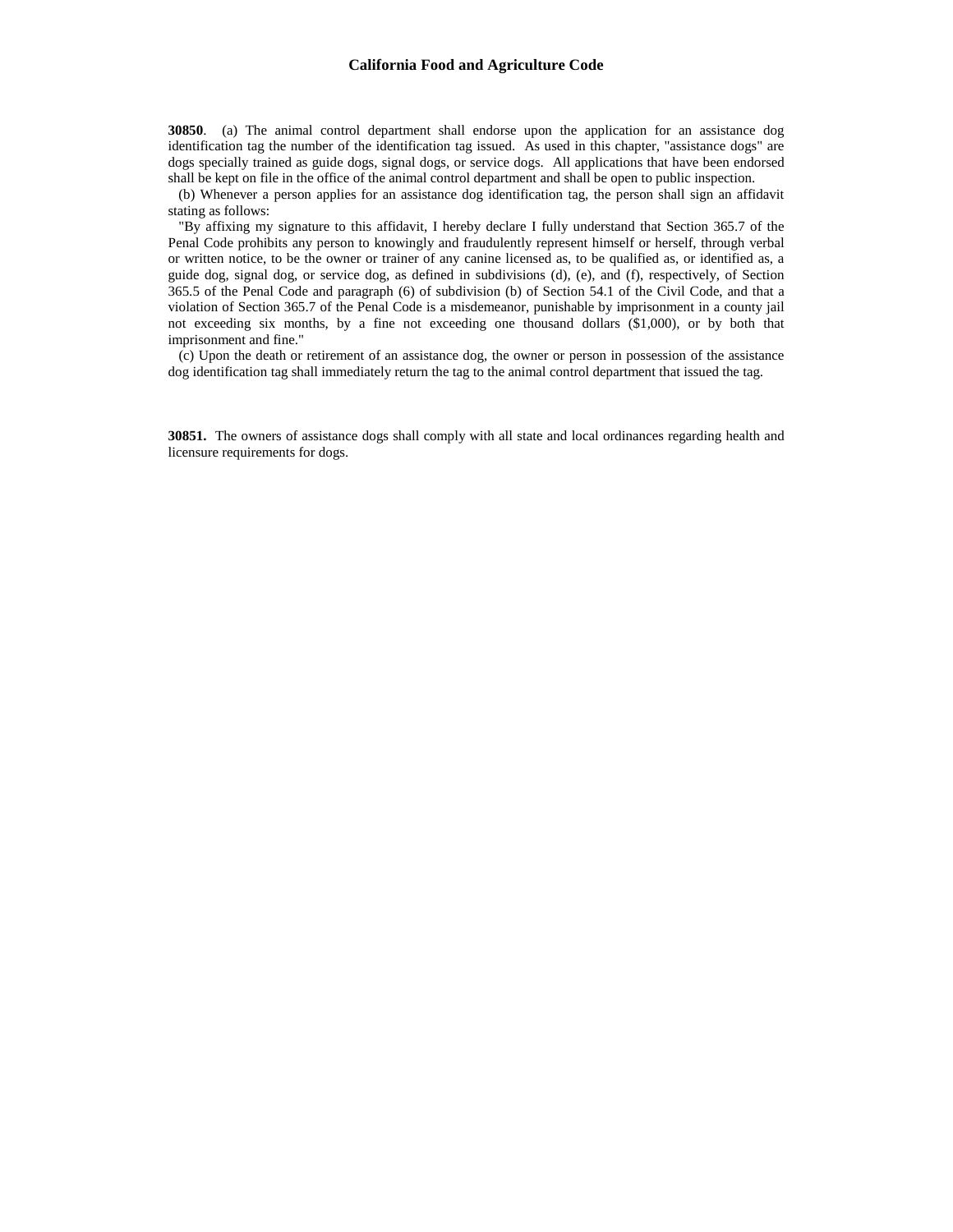**30850**. (a) The animal control department shall endorse upon the application for an assistance dog identification tag the number of the identification tag issued. As used in this chapter, "assistance dogs" are dogs specially trained as guide dogs, signal dogs, or service dogs. All applications that have been endorsed shall be kept on file in the office of the animal control department and shall be open to public inspection.

(b) Whenever a person applies for an assistance dog identification tag, the person shall sign an affidavit stating as follows:

"By affixing my signature to this affidavit, I hereby declare I fully understand that Section 365.7 of the Penal Code prohibits any person to knowingly and fraudulently represent himself or herself, through verbal or written notice, to be the owner or trainer of any canine licensed as, to be qualified as, or identified as, a guide dog, signal dog, or service dog, as defined in subdivisions (d), (e), and (f), respectively, of Section 365.5 of the Penal Code and paragraph (6) of subdivision (b) of Section 54.1 of the Civil Code, and that a violation of Section 365.7 of the Penal Code is a misdemeanor, punishable by imprisonment in a county jail not exceeding six months, by a fine not exceeding one thousand dollars ($1,000), or by both that imprisonment and fine."

(c) Upon the death or retirement of an assistance dog, the owner or person in possession of the assistance dog identification tag shall immediately return the tag to the animal control department that issued the tag.

**30851.** The owners of assistance dogs shall comply with all state and local ordinances regarding health and licensure requirements for dogs.